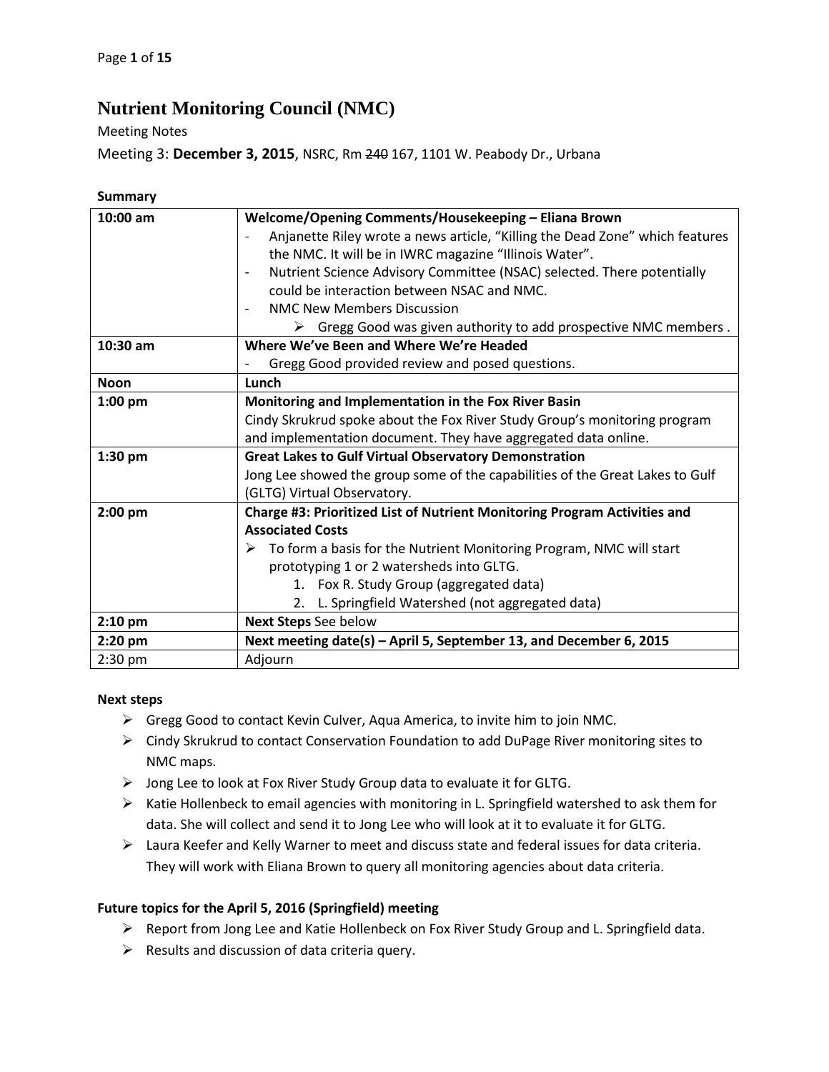# Nutrient Monitoring Council (NMC)

Meeting Notes

Meeting 3: **December 3, 2015**, NSRC, Rm ~~240~~ 167, 1101 W. Peabody Dr., Urbana

**Summary**

| | |
|---|---|
| 10:00 am | **Welcome/Opening Comments/Housekeeping – Eliana Brown**<br>- Anjanette Riley wrote a news article, "Killing the Dead Zone" which features the NMC. It will be in IWRC magazine "Illinois Water".<br>- Nutrient Science Advisory Committee (NSAC) selected. There potentially could be interaction between NSAC and NMC.<br>- NMC New Members Discussion<br>➢ Gregg Good was given authority to add prospective NMC members . |
| 10:30 am | **Where We've Been and Where We're Headed**<br>- Gregg Good provided review and posed questions. |
| **Noon** | **Lunch** |
| 1:00 pm | **Monitoring and Implementation in the Fox River Basin**<br>Cindy Skrukrud spoke about the Fox River Study Group's monitoring program and implementation document. They have aggregated data online. |
| 1:30 pm | **Great Lakes to Gulf Virtual Observatory Demonstration**<br>Jong Lee showed the group some of the capabilities of the Great Lakes to Gulf (GLTG) Virtual Observatory. |
| 2:00 pm | **Charge #3: Prioritized List of Nutrient Monitoring Program Activities and Associated Costs**<br>➢ To form a basis for the Nutrient Monitoring Program, NMC will start prototyping 1 or 2 watersheds into GLTG.<br>1. Fox R. Study Group (aggregated data)<br>2. L. Springfield Watershed (not aggregated data) |
| 2:10 pm | **Next Steps** See below |
| 2:20 pm | **Next meeting date(s) – April 5, September 13, and December 6, 2015** |
| 2:30 pm | Adjourn |

**Next steps**

- ➢ Gregg Good to contact Kevin Culver, Aqua America, to invite him to join NMC.
- ➢ Cindy Skrukrud to contact Conservation Foundation to add DuPage River monitoring sites to NMC maps.
- ➢ Jong Lee to look at Fox River Study Group data to evaluate it for GLTG.
- ➢ Katie Hollenbeck to email agencies with monitoring in L. Springfield watershed to ask them for data. She will collect and send it to Jong Lee who will look at it to evaluate it for GLTG.
- ➢ Laura Keefer and Kelly Warner to meet and discuss state and federal issues for data criteria. They will work with Eliana Brown to query all monitoring agencies about data criteria.

**Future topics for the April 5, 2016 (Springfield) meeting**

- ➢ Report from Jong Lee and Katie Hollenbeck on Fox River Study Group and L. Springfield data.
- ➢ Results and discussion of data criteria query.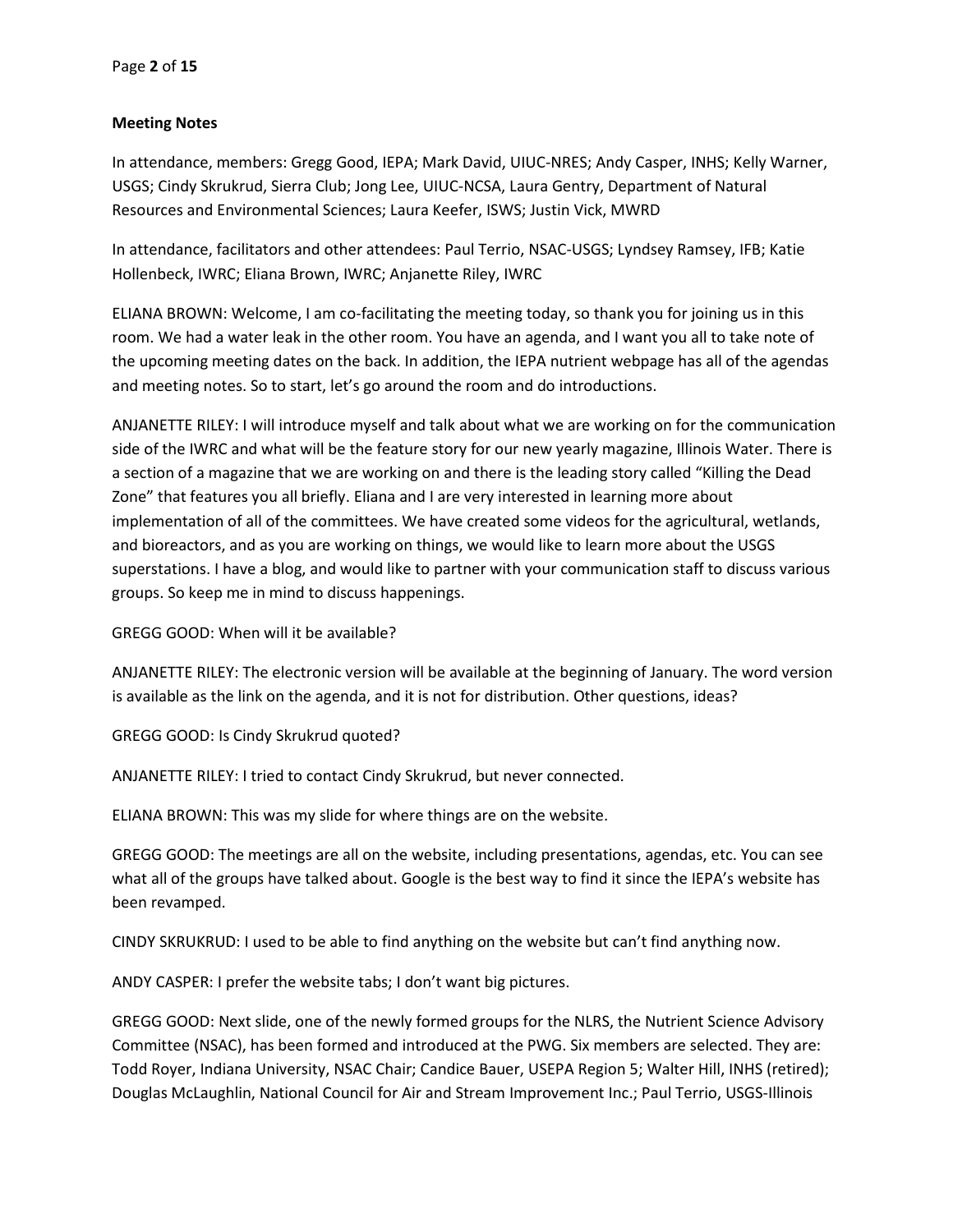**Meeting Notes**

In attendance, members: Gregg Good, IEPA; Mark David, UIUC-NRES; Andy Casper, INHS; Kelly Warner, USGS; Cindy Skrukrud, Sierra Club; Jong Lee, UIUC-NCSA, Laura Gentry, Department of Natural Resources and Environmental Sciences; Laura Keefer, ISWS; Justin Vick, MWRD

In attendance, facilitators and other attendees: Paul Terrio, NSAC-USGS; Lyndsey Ramsey, IFB; Katie Hollenbeck, IWRC; Eliana Brown, IWRC; Anjanette Riley, IWRC

ELIANA BROWN: Welcome, I am co-facilitating the meeting today, so thank you for joining us in this room. We had a water leak in the other room. You have an agenda, and I want you all to take note of the upcoming meeting dates on the back. In addition, the IEPA nutrient webpage has all of the agendas and meeting notes. So to start, let's go around the room and do introductions.

ANJANETTE RILEY: I will introduce myself and talk about what we are working on for the communication side of the IWRC and what will be the feature story for our new yearly magazine, Illinois Water. There is a section of a magazine that we are working on and there is the leading story called "Killing the Dead Zone" that features you all briefly. Eliana and I are very interested in learning more about implementation of all of the committees. We have created some videos for the agricultural, wetlands, and bioreactors, and as you are working on things, we would like to learn more about the USGS superstations. I have a blog, and would like to partner with your communication staff to discuss various groups. So keep me in mind to discuss happenings.

GREGG GOOD: When will it be available?

ANJANETTE RILEY: The electronic version will be available at the beginning of January. The word version is available as the link on the agenda, and it is not for distribution. Other questions, ideas?

GREGG GOOD: Is Cindy Skrukrud quoted?

ANJANETTE RILEY: I tried to contact Cindy Skrukrud, but never connected.

ELIANA BROWN: This was my slide for where things are on the website.

GREGG GOOD: The meetings are all on the website, including presentations, agendas, etc. You can see what all of the groups have talked about. Google is the best way to find it since the IEPA's website has been revamped.

CINDY SKRUKRUD: I used to be able to find anything on the website but can't find anything now.

ANDY CASPER: I prefer the website tabs; I don't want big pictures.

GREGG GOOD: Next slide, one of the newly formed groups for the NLRS, the Nutrient Science Advisory Committee (NSAC), has been formed and introduced at the PWG. Six members are selected. They are: Todd Royer, Indiana University, NSAC Chair; Candice Bauer, USEPA Region 5; Walter Hill, INHS (retired); Douglas McLaughlin, National Council for Air and Stream Improvement Inc.; Paul Terrio, USGS-Illinois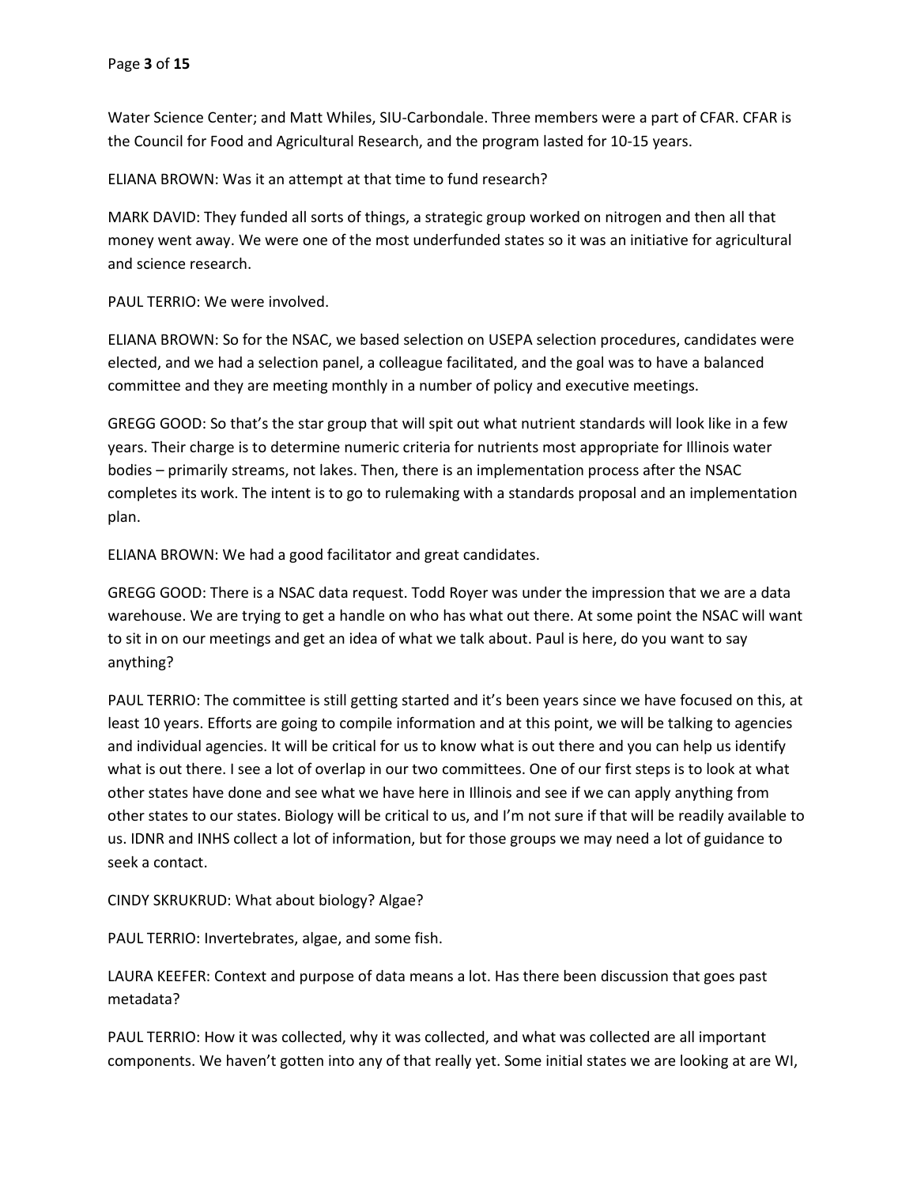Water Science Center; and Matt Whiles, SIU-Carbondale. Three members were a part of CFAR. CFAR is the Council for Food and Agricultural Research, and the program lasted for 10-15 years.

ELIANA BROWN: Was it an attempt at that time to fund research?

MARK DAVID: They funded all sorts of things, a strategic group worked on nitrogen and then all that money went away. We were one of the most underfunded states so it was an initiative for agricultural and science research.

PAUL TERRIO: We were involved.

ELIANA BROWN: So for the NSAC, we based selection on USEPA selection procedures, candidates were elected, and we had a selection panel, a colleague facilitated, and the goal was to have a balanced committee and they are meeting monthly in a number of policy and executive meetings.

GREGG GOOD: So that's the star group that will spit out what nutrient standards will look like in a few years. Their charge is to determine numeric criteria for nutrients most appropriate for Illinois water bodies – primarily streams, not lakes. Then, there is an implementation process after the NSAC completes its work. The intent is to go to rulemaking with a standards proposal and an implementation plan.

ELIANA BROWN: We had a good facilitator and great candidates.

GREGG GOOD: There is a NSAC data request. Todd Royer was under the impression that we are a data warehouse. We are trying to get a handle on who has what out there. At some point the NSAC will want to sit in on our meetings and get an idea of what we talk about. Paul is here, do you want to say anything?

PAUL TERRIO: The committee is still getting started and it's been years since we have focused on this, at least 10 years. Efforts are going to compile information and at this point, we will be talking to agencies and individual agencies. It will be critical for us to know what is out there and you can help us identify what is out there. I see a lot of overlap in our two committees. One of our first steps is to look at what other states have done and see what we have here in Illinois and see if we can apply anything from other states to our states. Biology will be critical to us, and I'm not sure if that will be readily available to us. IDNR and INHS collect a lot of information, but for those groups we may need a lot of guidance to seek a contact.

CINDY SKRUKRUD: What about biology? Algae?

PAUL TERRIO: Invertebrates, algae, and some fish.

LAURA KEEFER: Context and purpose of data means a lot. Has there been discussion that goes past metadata?

PAUL TERRIO: How it was collected, why it was collected, and what was collected are all important components. We haven't gotten into any of that really yet. Some initial states we are looking at are WI,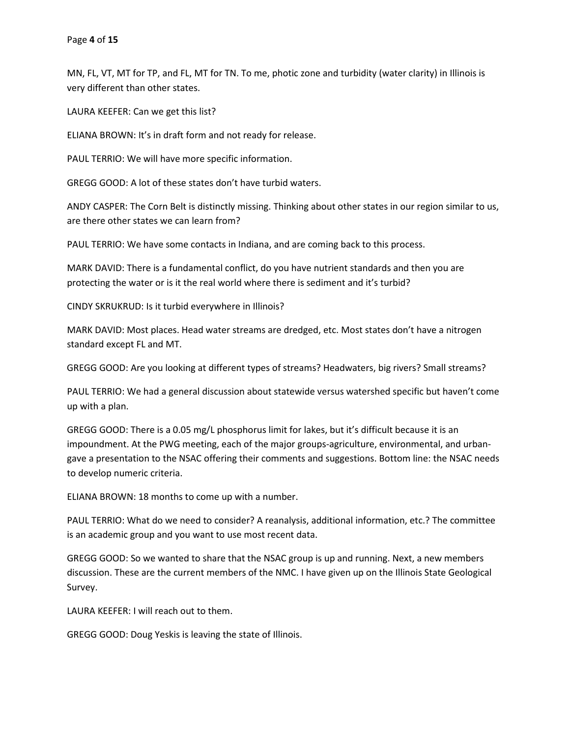MN, FL, VT, MT for TP, and FL, MT for TN. To me, photic zone and turbidity (water clarity) in Illinois is very different than other states.

LAURA KEEFER: Can we get this list?

ELIANA BROWN: It's in draft form and not ready for release.

PAUL TERRIO: We will have more specific information.

GREGG GOOD: A lot of these states don't have turbid waters.

ANDY CASPER: The Corn Belt is distinctly missing. Thinking about other states in our region similar to us, are there other states we can learn from?

PAUL TERRIO: We have some contacts in Indiana, and are coming back to this process.

MARK DAVID: There is a fundamental conflict, do you have nutrient standards and then you are protecting the water or is it the real world where there is sediment and it's turbid?

CINDY SKRUKRUD: Is it turbid everywhere in Illinois?

MARK DAVID: Most places. Head water streams are dredged, etc. Most states don't have a nitrogen standard except FL and MT.

GREGG GOOD: Are you looking at different types of streams? Headwaters, big rivers? Small streams?

PAUL TERRIO: We had a general discussion about statewide versus watershed specific but haven't come up with a plan.

GREGG GOOD: There is a 0.05 mg/L phosphorus limit for lakes, but it's difficult because it is an impoundment. At the PWG meeting, each of the major groups-agriculture, environmental, and urban-gave a presentation to the NSAC offering their comments and suggestions. Bottom line: the NSAC needs to develop numeric criteria.

ELIANA BROWN: 18 months to come up with a number.

PAUL TERRIO: What do we need to consider? A reanalysis, additional information, etc.? The committee is an academic group and you want to use most recent data.

GREGG GOOD: So we wanted to share that the NSAC group is up and running. Next, a new members discussion. These are the current members of the NMC. I have given up on the Illinois State Geological Survey.

LAURA KEEFER: I will reach out to them.

GREGG GOOD: Doug Yeskis is leaving the state of Illinois.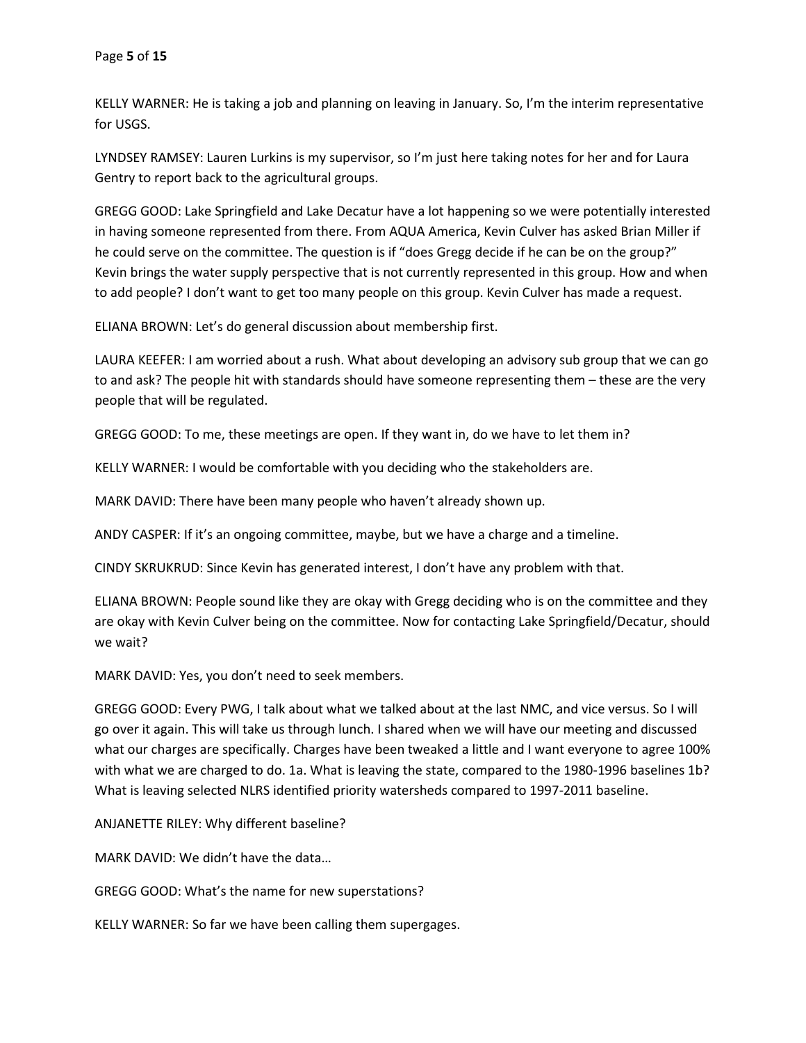KELLY WARNER: He is taking a job and planning on leaving in January. So, I'm the interim representative for USGS.

LYNDSEY RAMSEY: Lauren Lurkins is my supervisor, so I'm just here taking notes for her and for Laura Gentry to report back to the agricultural groups.

GREGG GOOD: Lake Springfield and Lake Decatur have a lot happening so we were potentially interested in having someone represented from there. From AQUA America, Kevin Culver has asked Brian Miller if he could serve on the committee. The question is if "does Gregg decide if he can be on the group?" Kevin brings the water supply perspective that is not currently represented in this group. How and when to add people? I don't want to get too many people on this group. Kevin Culver has made a request.

ELIANA BROWN: Let's do general discussion about membership first.

LAURA KEEFER: I am worried about a rush. What about developing an advisory sub group that we can go to and ask? The people hit with standards should have someone representing them – these are the very people that will be regulated.

GREGG GOOD: To me, these meetings are open. If they want in, do we have to let them in?

KELLY WARNER: I would be comfortable with you deciding who the stakeholders are.

MARK DAVID: There have been many people who haven't already shown up.

ANDY CASPER: If it's an ongoing committee, maybe, but we have a charge and a timeline.

CINDY SKRUKRUD: Since Kevin has generated interest, I don't have any problem with that.

ELIANA BROWN: People sound like they are okay with Gregg deciding who is on the committee and they are okay with Kevin Culver being on the committee. Now for contacting Lake Springfield/Decatur, should we wait?

MARK DAVID: Yes, you don't need to seek members.

GREGG GOOD: Every PWG, I talk about what we talked about at the last NMC, and vice versus. So I will go over it again. This will take us through lunch. I shared when we will have our meeting and discussed what our charges are specifically. Charges have been tweaked a little and I want everyone to agree 100% with what we are charged to do. 1a. What is leaving the state, compared to the 1980-1996 baselines 1b? What is leaving selected NLRS identified priority watersheds compared to 1997-2011 baseline.

ANJANETTE RILEY: Why different baseline?

MARK DAVID: We didn't have the data…

GREGG GOOD: What's the name for new superstations?

KELLY WARNER: So far we have been calling them supergages.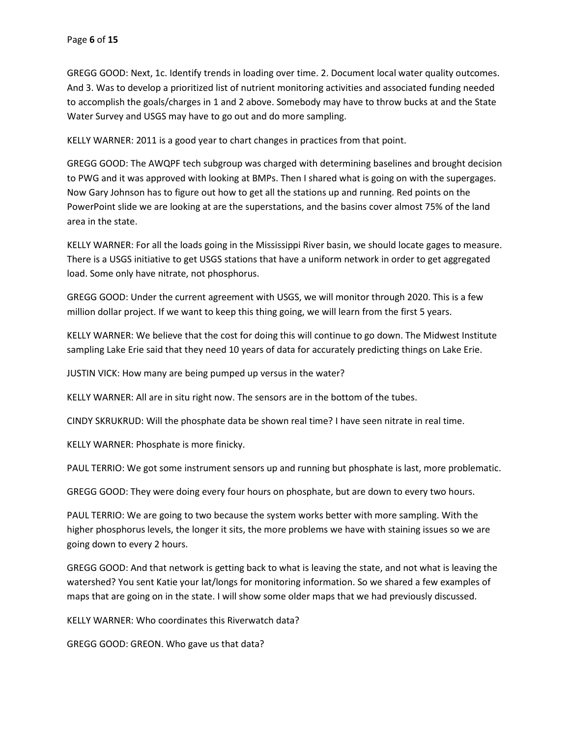GREGG GOOD: Next, 1c. Identify trends in loading over time. 2. Document local water quality outcomes. And 3. Was to develop a prioritized list of nutrient monitoring activities and associated funding needed to accomplish the goals/charges in 1 and 2 above. Somebody may have to throw bucks at and the State Water Survey and USGS may have to go out and do more sampling.

KELLY WARNER: 2011 is a good year to chart changes in practices from that point.

GREGG GOOD: The AWQPF tech subgroup was charged with determining baselines and brought decision to PWG and it was approved with looking at BMPs. Then I shared what is going on with the supergages. Now Gary Johnson has to figure out how to get all the stations up and running. Red points on the PowerPoint slide we are looking at are the superstations, and the basins cover almost 75% of the land area in the state.

KELLY WARNER: For all the loads going in the Mississippi River basin, we should locate gages to measure. There is a USGS initiative to get USGS stations that have a uniform network in order to get aggregated load. Some only have nitrate, not phosphorus.

GREGG GOOD: Under the current agreement with USGS, we will monitor through 2020. This is a few million dollar project. If we want to keep this thing going, we will learn from the first 5 years.

KELLY WARNER: We believe that the cost for doing this will continue to go down. The Midwest Institute sampling Lake Erie said that they need 10 years of data for accurately predicting things on Lake Erie.

JUSTIN VICK: How many are being pumped up versus in the water?

KELLY WARNER: All are in situ right now. The sensors are in the bottom of the tubes.

CINDY SKRUKRUD: Will the phosphate data be shown real time? I have seen nitrate in real time.

KELLY WARNER: Phosphate is more finicky.

PAUL TERRIO: We got some instrument sensors up and running but phosphate is last, more problematic.

GREGG GOOD: They were doing every four hours on phosphate, but are down to every two hours.

PAUL TERRIO: We are going to two because the system works better with more sampling. With the higher phosphorus levels, the longer it sits, the more problems we have with staining issues so we are going down to every 2 hours.

GREGG GOOD: And that network is getting back to what is leaving the state, and not what is leaving the watershed? You sent Katie your lat/longs for monitoring information. So we shared a few examples of maps that are going on in the state. I will show some older maps that we had previously discussed.

KELLY WARNER: Who coordinates this Riverwatch data?

GREGG GOOD: GREON. Who gave us that data?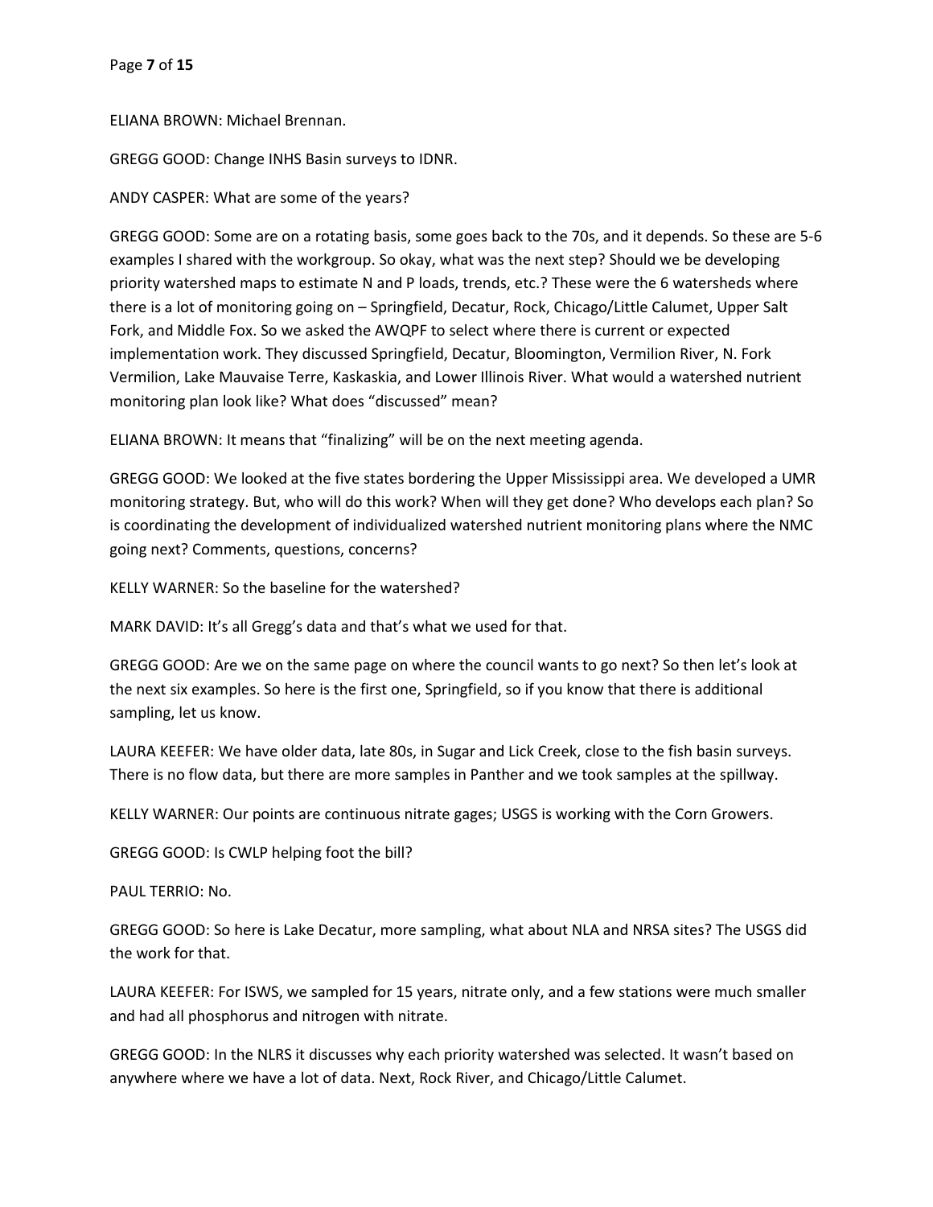ELIANA BROWN: Michael Brennan.

GREGG GOOD: Change INHS Basin surveys to IDNR.

ANDY CASPER: What are some of the years?

GREGG GOOD: Some are on a rotating basis, some goes back to the 70s, and it depends. So these are 5-6 examples I shared with the workgroup. So okay, what was the next step? Should we be developing priority watershed maps to estimate N and P loads, trends, etc.? These were the 6 watersheds where there is a lot of monitoring going on – Springfield, Decatur, Rock, Chicago/Little Calumet, Upper Salt Fork, and Middle Fox. So we asked the AWQPF to select where there is current or expected implementation work. They discussed Springfield, Decatur, Bloomington, Vermilion River, N. Fork Vermilion, Lake Mauvaise Terre, Kaskaskia, and Lower Illinois River. What would a watershed nutrient monitoring plan look like? What does "discussed" mean?

ELIANA BROWN: It means that "finalizing" will be on the next meeting agenda.

GREGG GOOD: We looked at the five states bordering the Upper Mississippi area. We developed a UMR monitoring strategy. But, who will do this work? When will they get done? Who develops each plan? So is coordinating the development of individualized watershed nutrient monitoring plans where the NMC going next? Comments, questions, concerns?

KELLY WARNER: So the baseline for the watershed?

MARK DAVID: It's all Gregg's data and that's what we used for that.

GREGG GOOD: Are we on the same page on where the council wants to go next? So then let's look at the next six examples. So here is the first one, Springfield, so if you know that there is additional sampling, let us know.

LAURA KEEFER: We have older data, late 80s, in Sugar and Lick Creek, close to the fish basin surveys. There is no flow data, but there are more samples in Panther and we took samples at the spillway.

KELLY WARNER: Our points are continuous nitrate gages; USGS is working with the Corn Growers.

GREGG GOOD: Is CWLP helping foot the bill?

PAUL TERRIO: No.

GREGG GOOD: So here is Lake Decatur, more sampling, what about NLA and NRSA sites? The USGS did the work for that.

LAURA KEEFER: For ISWS, we sampled for 15 years, nitrate only, and a few stations were much smaller and had all phosphorus and nitrogen with nitrate.

GREGG GOOD: In the NLRS it discusses why each priority watershed was selected. It wasn't based on anywhere where we have a lot of data. Next, Rock River, and Chicago/Little Calumet.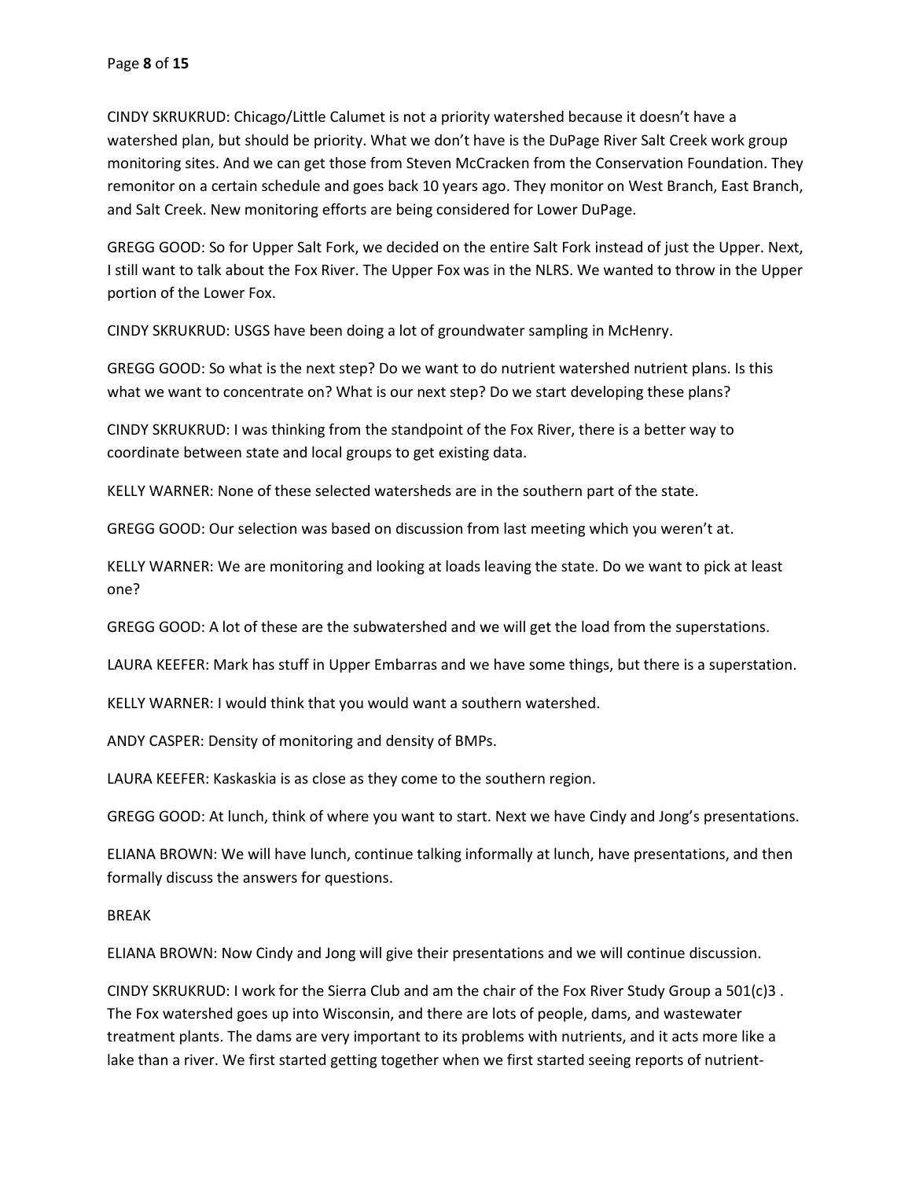CINDY SKRUKRUD: Chicago/Little Calumet is not a priority watershed because it doesn't have a watershed plan, but should be priority. What we don't have is the DuPage River Salt Creek work group monitoring sites. And we can get those from Steven McCracken from the Conservation Foundation. They remonitor on a certain schedule and goes back 10 years ago. They monitor on West Branch, East Branch, and Salt Creek. New monitoring efforts are being considered for Lower DuPage.

GREGG GOOD: So for Upper Salt Fork, we decided on the entire Salt Fork instead of just the Upper. Next, I still want to talk about the Fox River. The Upper Fox was in the NLRS. We wanted to throw in the Upper portion of the Lower Fox.

CINDY SKRUKRUD: USGS have been doing a lot of groundwater sampling in McHenry.

GREGG GOOD: So what is the next step? Do we want to do nutrient watershed nutrient plans. Is this what we want to concentrate on? What is our next step? Do we start developing these plans?

CINDY SKRUKRUD: I was thinking from the standpoint of the Fox River, there is a better way to coordinate between state and local groups to get existing data.

KELLY WARNER: None of these selected watersheds are in the southern part of the state.

GREGG GOOD: Our selection was based on discussion from last meeting which you weren't at.

KELLY WARNER: We are monitoring and looking at loads leaving the state. Do we want to pick at least one?

GREGG GOOD: A lot of these are the subwatershed and we will get the load from the superstations.

LAURA KEEFER: Mark has stuff in Upper Embarras and we have some things, but there is a superstation.

KELLY WARNER: I would think that you would want a southern watershed.

ANDY CASPER: Density of monitoring and density of BMPs.

LAURA KEEFER: Kaskaskia is as close as they come to the southern region.

GREGG GOOD: At lunch, think of where you want to start. Next we have Cindy and Jong's presentations.

ELIANA BROWN: We will have lunch, continue talking informally at lunch, have presentations, and then formally discuss the answers for questions.

BREAK

ELIANA BROWN: Now Cindy and Jong will give their presentations and we will continue discussion.

CINDY SKRUKRUD: I work for the Sierra Club and am the chair of the Fox River Study Group a 501(c)3 . The Fox watershed goes up into Wisconsin, and there are lots of people, dams, and wastewater treatment plants. The dams are very important to its problems with nutrients, and it acts more like a lake than a river. We first started getting together when we first started seeing reports of nutrient-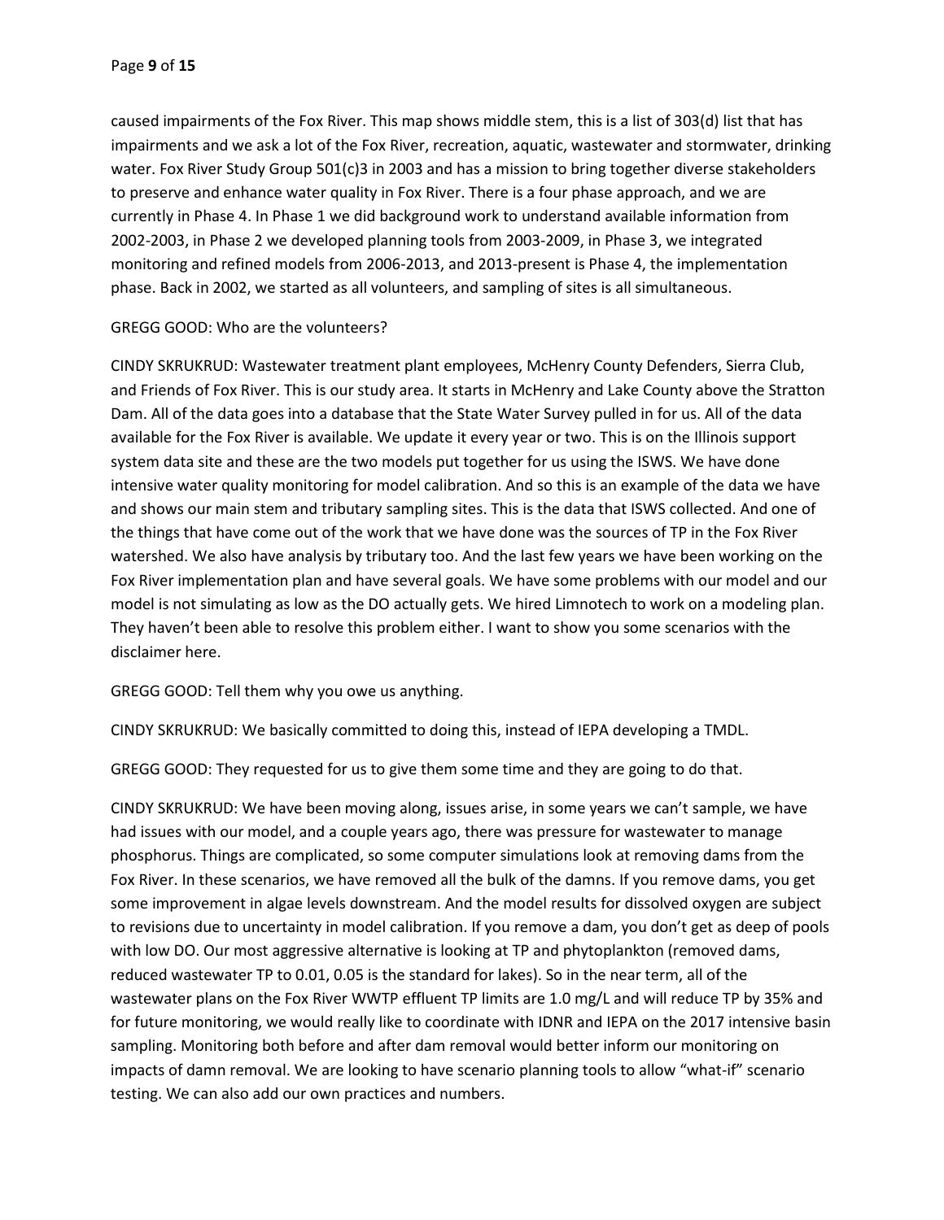caused impairments of the Fox River. This map shows middle stem, this is a list of 303(d) list that has impairments and we ask a lot of the Fox River, recreation, aquatic, wastewater and stormwater, drinking water. Fox River Study Group 501(c)3 in 2003 and has a mission to bring together diverse stakeholders to preserve and enhance water quality in Fox River. There is a four phase approach, and we are currently in Phase 4. In Phase 1 we did background work to understand available information from 2002-2003, in Phase 2 we developed planning tools from 2003-2009, in Phase 3, we integrated monitoring and refined models from 2006-2013, and 2013-present is Phase 4, the implementation phase. Back in 2002, we started as all volunteers, and sampling of sites is all simultaneous.

GREGG GOOD: Who are the volunteers?

CINDY SKRUKRUD: Wastewater treatment plant employees, McHenry County Defenders, Sierra Club, and Friends of Fox River. This is our study area. It starts in McHenry and Lake County above the Stratton Dam. All of the data goes into a database that the State Water Survey pulled in for us. All of the data available for the Fox River is available. We update it every year or two. This is on the Illinois support system data site and these are the two models put together for us using the ISWS. We have done intensive water quality monitoring for model calibration. And so this is an example of the data we have and shows our main stem and tributary sampling sites. This is the data that ISWS collected. And one of the things that have come out of the work that we have done was the sources of TP in the Fox River watershed. We also have analysis by tributary too. And the last few years we have been working on the Fox River implementation plan and have several goals. We have some problems with our model and our model is not simulating as low as the DO actually gets. We hired Limnotech to work on a modeling plan. They haven't been able to resolve this problem either. I want to show you some scenarios with the disclaimer here.

GREGG GOOD: Tell them why you owe us anything.

CINDY SKRUKRUD: We basically committed to doing this, instead of IEPA developing a TMDL.

GREGG GOOD: They requested for us to give them some time and they are going to do that.

CINDY SKRUKRUD: We have been moving along, issues arise, in some years we can't sample, we have had issues with our model, and a couple years ago, there was pressure for wastewater to manage phosphorus. Things are complicated, so some computer simulations look at removing dams from the Fox River. In these scenarios, we have removed all the bulk of the damns. If you remove dams, you get some improvement in algae levels downstream. And the model results for dissolved oxygen are subject to revisions due to uncertainty in model calibration. If you remove a dam, you don't get as deep of pools with low DO. Our most aggressive alternative is looking at TP and phytoplankton (removed dams, reduced wastewater TP to 0.01, 0.05 is the standard for lakes). So in the near term, all of the wastewater plans on the Fox River WWTP effluent TP limits are 1.0 mg/L and will reduce TP by 35% and for future monitoring, we would really like to coordinate with IDNR and IEPA on the 2017 intensive basin sampling. Monitoring both before and after dam removal would better inform our monitoring on impacts of damn removal. We are looking to have scenario planning tools to allow "what-if" scenario testing. We can also add our own practices and numbers.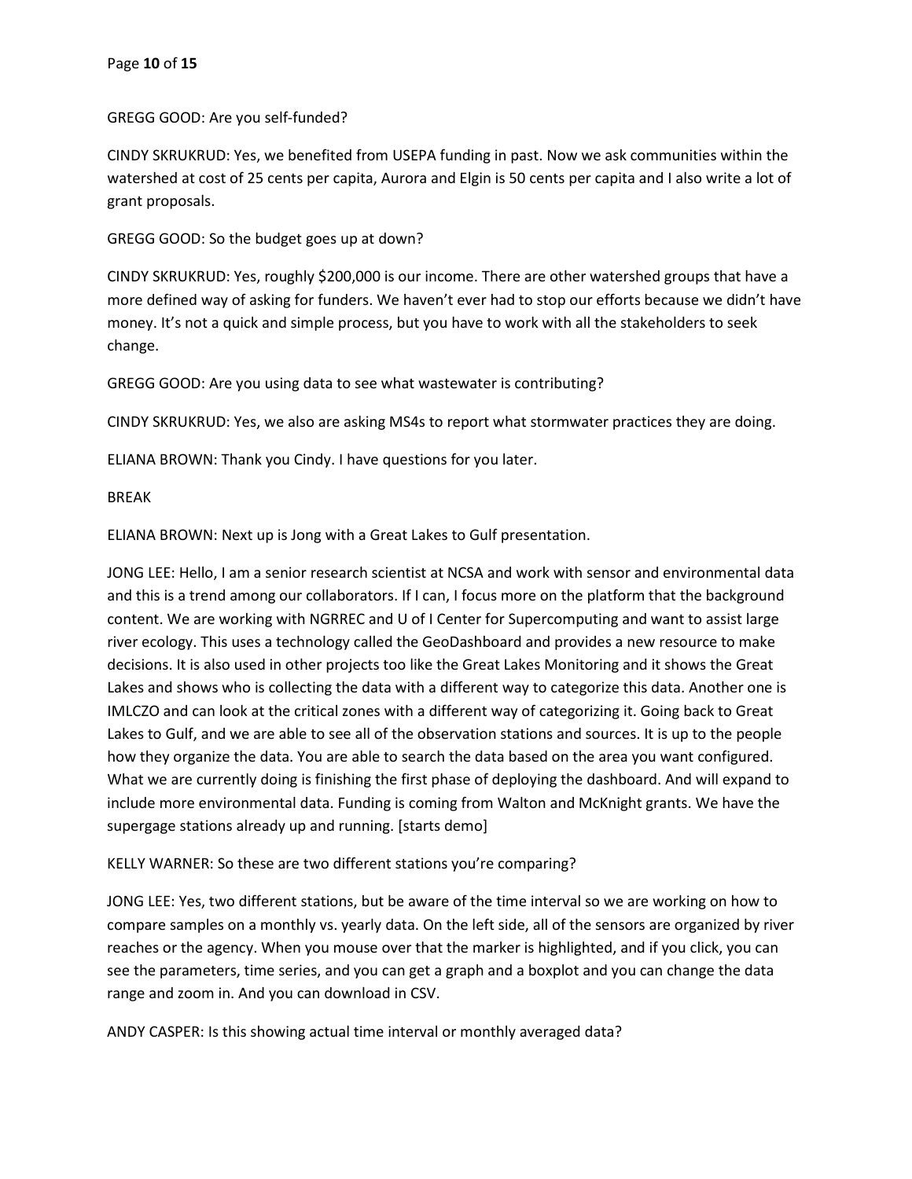GREGG GOOD: Are you self-funded?

CINDY SKRUKRUD: Yes, we benefited from USEPA funding in past. Now we ask communities within the watershed at cost of 25 cents per capita, Aurora and Elgin is 50 cents per capita and I also write a lot of grant proposals.

GREGG GOOD: So the budget goes up at down?

CINDY SKRUKRUD: Yes, roughly $200,000 is our income. There are other watershed groups that have a more defined way of asking for funders. We haven't ever had to stop our efforts because we didn't have money. It's not a quick and simple process, but you have to work with all the stakeholders to seek change.

GREGG GOOD: Are you using data to see what wastewater is contributing?

CINDY SKRUKRUD: Yes, we also are asking MS4s to report what stormwater practices they are doing.

ELIANA BROWN: Thank you Cindy. I have questions for you later.

BREAK

ELIANA BROWN: Next up is Jong with a Great Lakes to Gulf presentation.

JONG LEE: Hello, I am a senior research scientist at NCSA and work with sensor and environmental data and this is a trend among our collaborators. If I can, I focus more on the platform that the background content. We are working with NGRREC and U of I Center for Supercomputing and want to assist large river ecology. This uses a technology called the GeoDashboard and provides a new resource to make decisions. It is also used in other projects too like the Great Lakes Monitoring and it shows the Great Lakes and shows who is collecting the data with a different way to categorize this data. Another one is IMLCZO and can look at the critical zones with a different way of categorizing it. Going back to Great Lakes to Gulf, and we are able to see all of the observation stations and sources. It is up to the people how they organize the data. You are able to search the data based on the area you want configured. What we are currently doing is finishing the first phase of deploying the dashboard. And will expand to include more environmental data. Funding is coming from Walton and McKnight grants. We have the supergage stations already up and running. [starts demo]

KELLY WARNER: So these are two different stations you're comparing?

JONG LEE: Yes, two different stations, but be aware of the time interval so we are working on how to compare samples on a monthly vs. yearly data. On the left side, all of the sensors are organized by river reaches or the agency. When you mouse over that the marker is highlighted, and if you click, you can see the parameters, time series, and you can get a graph and a boxplot and you can change the data range and zoom in. And you can download in CSV.

ANDY CASPER: Is this showing actual time interval or monthly averaged data?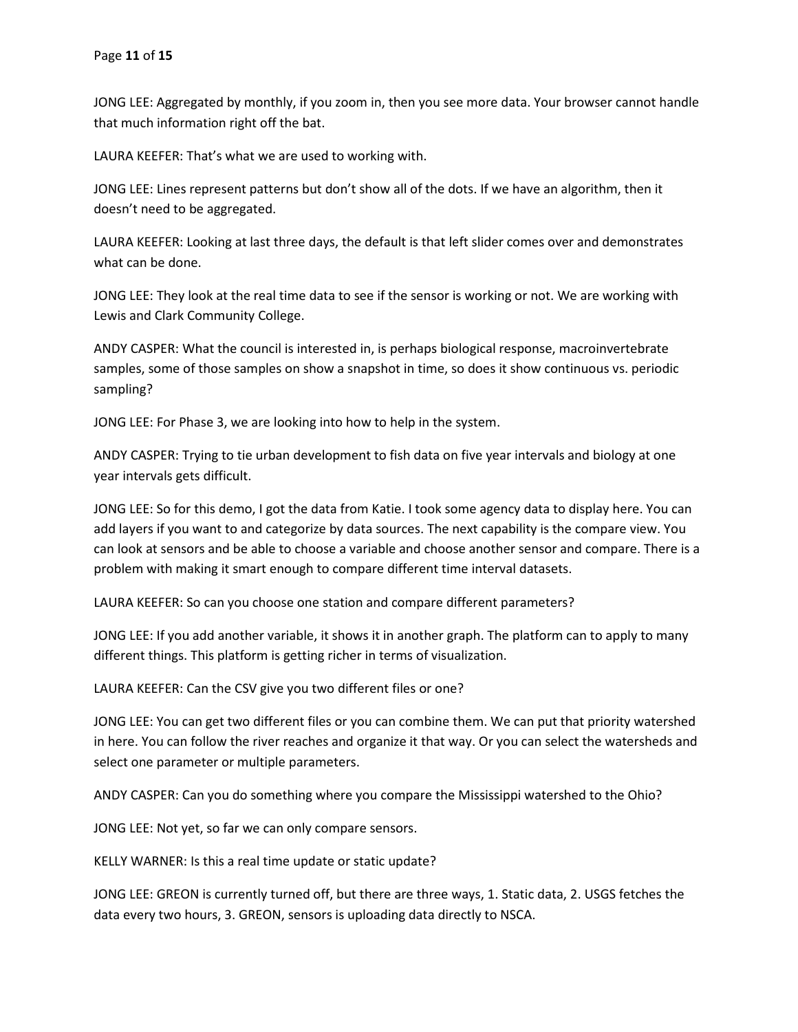JONG LEE: Aggregated by monthly, if you zoom in, then you see more data. Your browser cannot handle that much information right off the bat.

LAURA KEEFER: That's what we are used to working with.

JONG LEE: Lines represent patterns but don't show all of the dots. If we have an algorithm, then it doesn't need to be aggregated.

LAURA KEEFER: Looking at last three days, the default is that left slider comes over and demonstrates what can be done.

JONG LEE: They look at the real time data to see if the sensor is working or not. We are working with Lewis and Clark Community College.

ANDY CASPER: What the council is interested in, is perhaps biological response, macroinvertebrate samples, some of those samples on show a snapshot in time, so does it show continuous vs. periodic sampling?

JONG LEE: For Phase 3, we are looking into how to help in the system.

ANDY CASPER: Trying to tie urban development to fish data on five year intervals and biology at one year intervals gets difficult.

JONG LEE: So for this demo, I got the data from Katie. I took some agency data to display here. You can add layers if you want to and categorize by data sources. The next capability is the compare view. You can look at sensors and be able to choose a variable and choose another sensor and compare. There is a problem with making it smart enough to compare different time interval datasets.

LAURA KEEFER: So can you choose one station and compare different parameters?

JONG LEE: If you add another variable, it shows it in another graph. The platform can to apply to many different things. This platform is getting richer in terms of visualization.

LAURA KEEFER: Can the CSV give you two different files or one?

JONG LEE: You can get two different files or you can combine them. We can put that priority watershed in here. You can follow the river reaches and organize it that way. Or you can select the watersheds and select one parameter or multiple parameters.

ANDY CASPER: Can you do something where you compare the Mississippi watershed to the Ohio?

JONG LEE: Not yet, so far we can only compare sensors.

KELLY WARNER: Is this a real time update or static update?

JONG LEE: GREON is currently turned off, but there are three ways, 1. Static data, 2. USGS fetches the data every two hours, 3. GREON, sensors is uploading data directly to NSCA.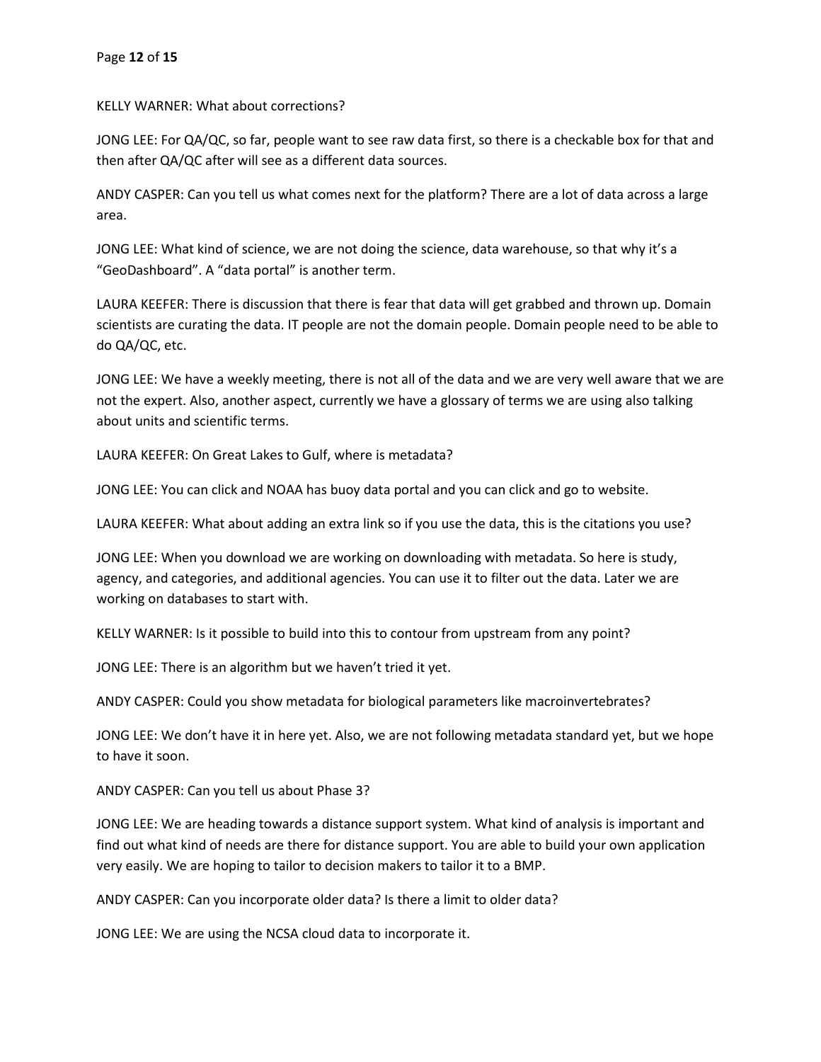KELLY WARNER: What about corrections?

JONG LEE: For QA/QC, so far, people want to see raw data first, so there is a checkable box for that and then after QA/QC after will see as a different data sources.

ANDY CASPER: Can you tell us what comes next for the platform? There are a lot of data across a large area.

JONG LEE: What kind of science, we are not doing the science, data warehouse, so that why it's a "GeoDashboard". A "data portal" is another term.

LAURA KEEFER: There is discussion that there is fear that data will get grabbed and thrown up. Domain scientists are curating the data. IT people are not the domain people. Domain people need to be able to do QA/QC, etc.

JONG LEE: We have a weekly meeting, there is not all of the data and we are very well aware that we are not the expert. Also, another aspect, currently we have a glossary of terms we are using also talking about units and scientific terms.

LAURA KEEFER: On Great Lakes to Gulf, where is metadata?

JONG LEE: You can click and NOAA has buoy data portal and you can click and go to website.

LAURA KEEFER: What about adding an extra link so if you use the data, this is the citations you use?

JONG LEE: When you download we are working on downloading with metadata. So here is study, agency, and categories, and additional agencies. You can use it to filter out the data. Later we are working on databases to start with.

KELLY WARNER: Is it possible to build into this to contour from upstream from any point?

JONG LEE: There is an algorithm but we haven't tried it yet.

ANDY CASPER: Could you show metadata for biological parameters like macroinvertebrates?

JONG LEE: We don't have it in here yet. Also, we are not following metadata standard yet, but we hope to have it soon.

ANDY CASPER: Can you tell us about Phase 3?

JONG LEE: We are heading towards a distance support system. What kind of analysis is important and find out what kind of needs are there for distance support. You are able to build your own application very easily. We are hoping to tailor to decision makers to tailor it to a BMP.

ANDY CASPER: Can you incorporate older data? Is there a limit to older data?

JONG LEE: We are using the NCSA cloud data to incorporate it.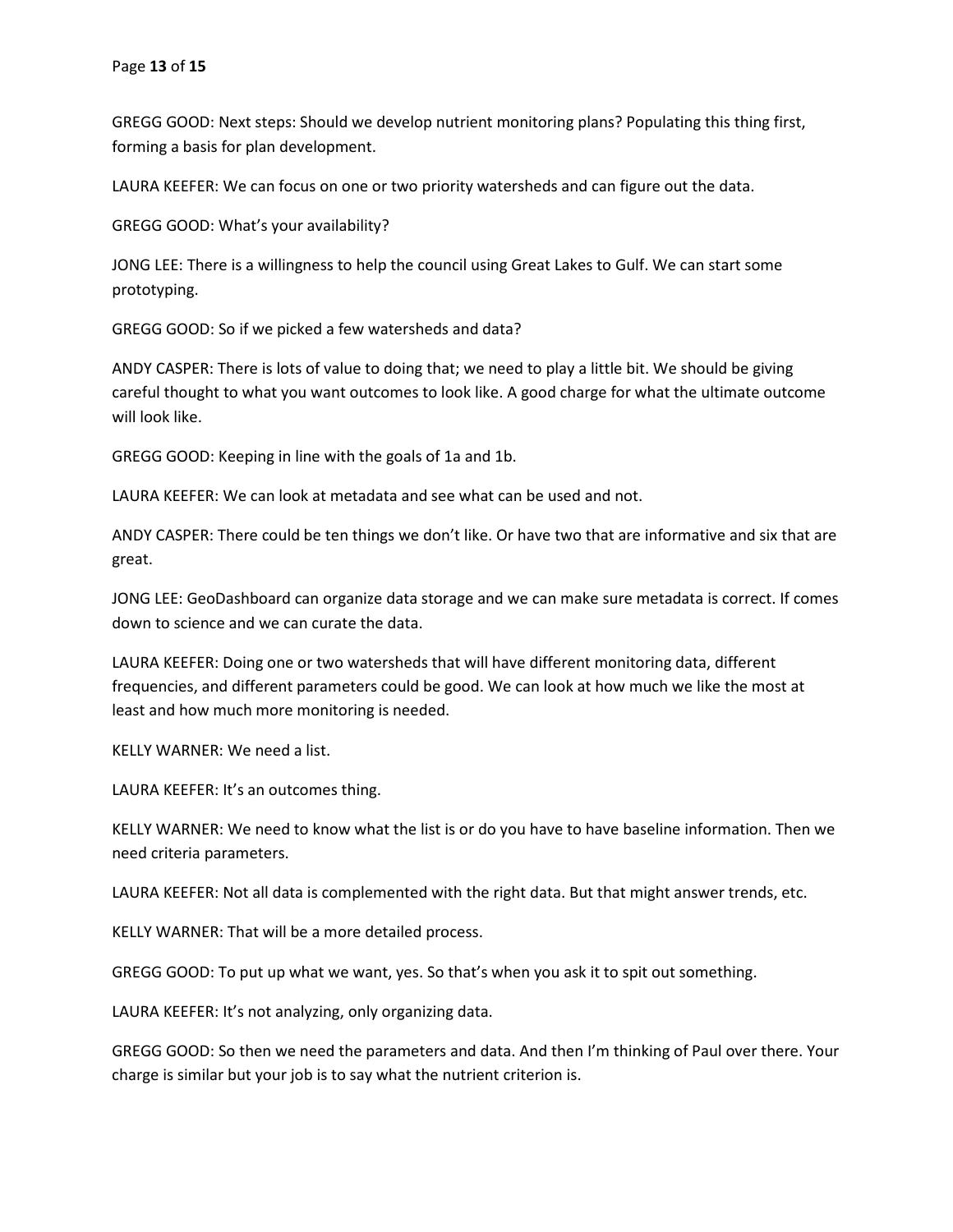GREGG GOOD: Next steps: Should we develop nutrient monitoring plans? Populating this thing first, forming a basis for plan development.

LAURA KEEFER: We can focus on one or two priority watersheds and can figure out the data.

GREGG GOOD: What's your availability?

JONG LEE: There is a willingness to help the council using Great Lakes to Gulf. We can start some prototyping.

GREGG GOOD: So if we picked a few watersheds and data?

ANDY CASPER: There is lots of value to doing that; we need to play a little bit. We should be giving careful thought to what you want outcomes to look like. A good charge for what the ultimate outcome will look like.

GREGG GOOD: Keeping in line with the goals of 1a and 1b.

LAURA KEEFER: We can look at metadata and see what can be used and not.

ANDY CASPER: There could be ten things we don't like. Or have two that are informative and six that are great.

JONG LEE: GeoDashboard can organize data storage and we can make sure metadata is correct. If comes down to science and we can curate the data.

LAURA KEEFER: Doing one or two watersheds that will have different monitoring data, different frequencies, and different parameters could be good. We can look at how much we like the most at least and how much more monitoring is needed.

KELLY WARNER: We need a list.

LAURA KEEFER: It's an outcomes thing.

KELLY WARNER: We need to know what the list is or do you have to have baseline information. Then we need criteria parameters.

LAURA KEEFER: Not all data is complemented with the right data. But that might answer trends, etc.

KELLY WARNER: That will be a more detailed process.

GREGG GOOD: To put up what we want, yes. So that's when you ask it to spit out something.

LAURA KEEFER: It's not analyzing, only organizing data.

GREGG GOOD: So then we need the parameters and data. And then I'm thinking of Paul over there. Your charge is similar but your job is to say what the nutrient criterion is.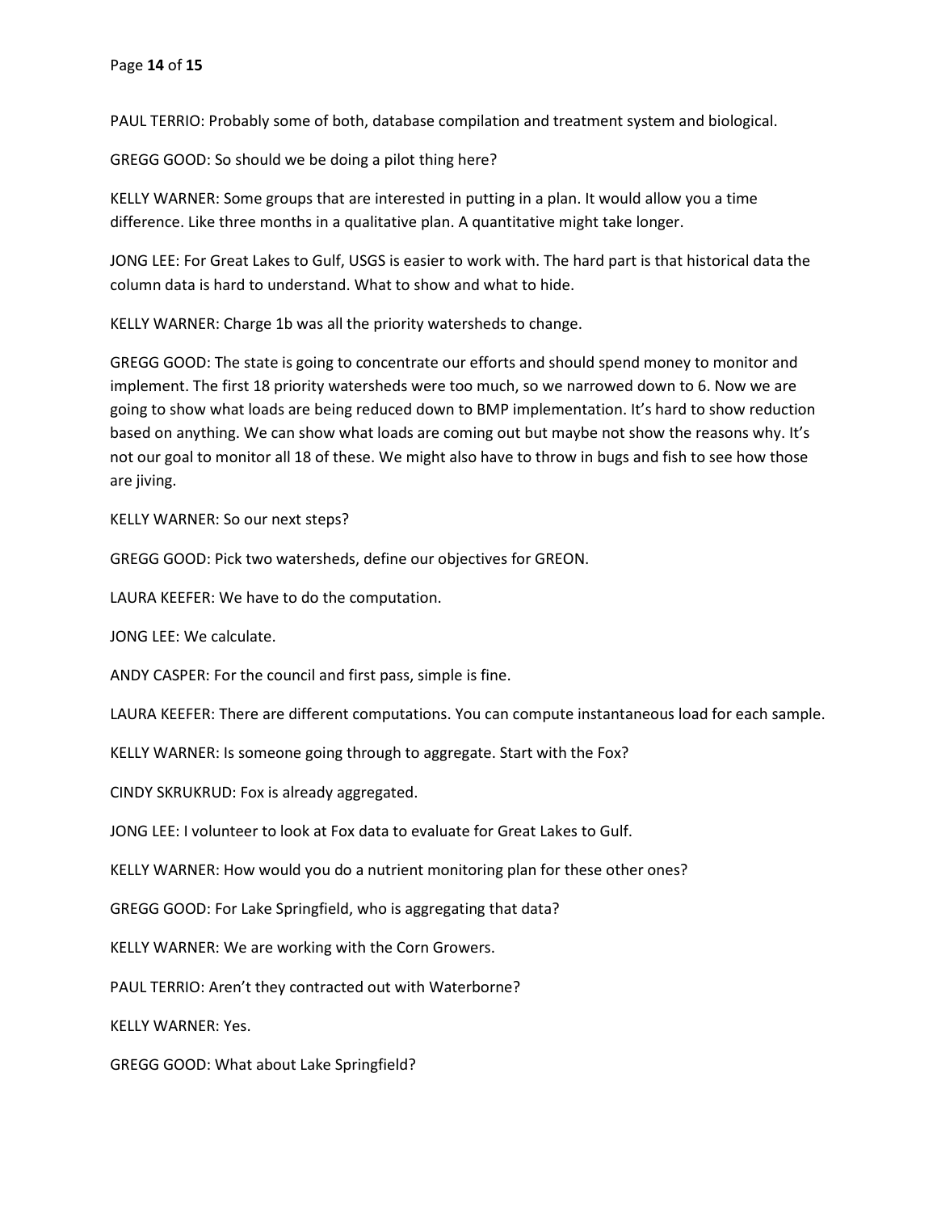PAUL TERRIO: Probably some of both, database compilation and treatment system and biological.

GREGG GOOD: So should we be doing a pilot thing here?

KELLY WARNER: Some groups that are interested in putting in a plan. It would allow you a time difference. Like three months in a qualitative plan. A quantitative might take longer.

JONG LEE: For Great Lakes to Gulf, USGS is easier to work with. The hard part is that historical data the column data is hard to understand. What to show and what to hide.

KELLY WARNER: Charge 1b was all the priority watersheds to change.

GREGG GOOD: The state is going to concentrate our efforts and should spend money to monitor and implement. The first 18 priority watersheds were too much, so we narrowed down to 6. Now we are going to show what loads are being reduced down to BMP implementation. It's hard to show reduction based on anything. We can show what loads are coming out but maybe not show the reasons why. It's not our goal to monitor all 18 of these. We might also have to throw in bugs and fish to see how those are jiving.

KELLY WARNER: So our next steps?

GREGG GOOD: Pick two watersheds, define our objectives for GREON.

LAURA KEEFER: We have to do the computation.

JONG LEE: We calculate.

ANDY CASPER: For the council and first pass, simple is fine.

LAURA KEEFER: There are different computations. You can compute instantaneous load for each sample.

KELLY WARNER: Is someone going through to aggregate. Start with the Fox?

CINDY SKRUKRUD: Fox is already aggregated.

JONG LEE: I volunteer to look at Fox data to evaluate for Great Lakes to Gulf.

KELLY WARNER: How would you do a nutrient monitoring plan for these other ones?

GREGG GOOD: For Lake Springfield, who is aggregating that data?

KELLY WARNER: We are working with the Corn Growers.

PAUL TERRIO: Aren't they contracted out with Waterborne?

KELLY WARNER: Yes.

GREGG GOOD: What about Lake Springfield?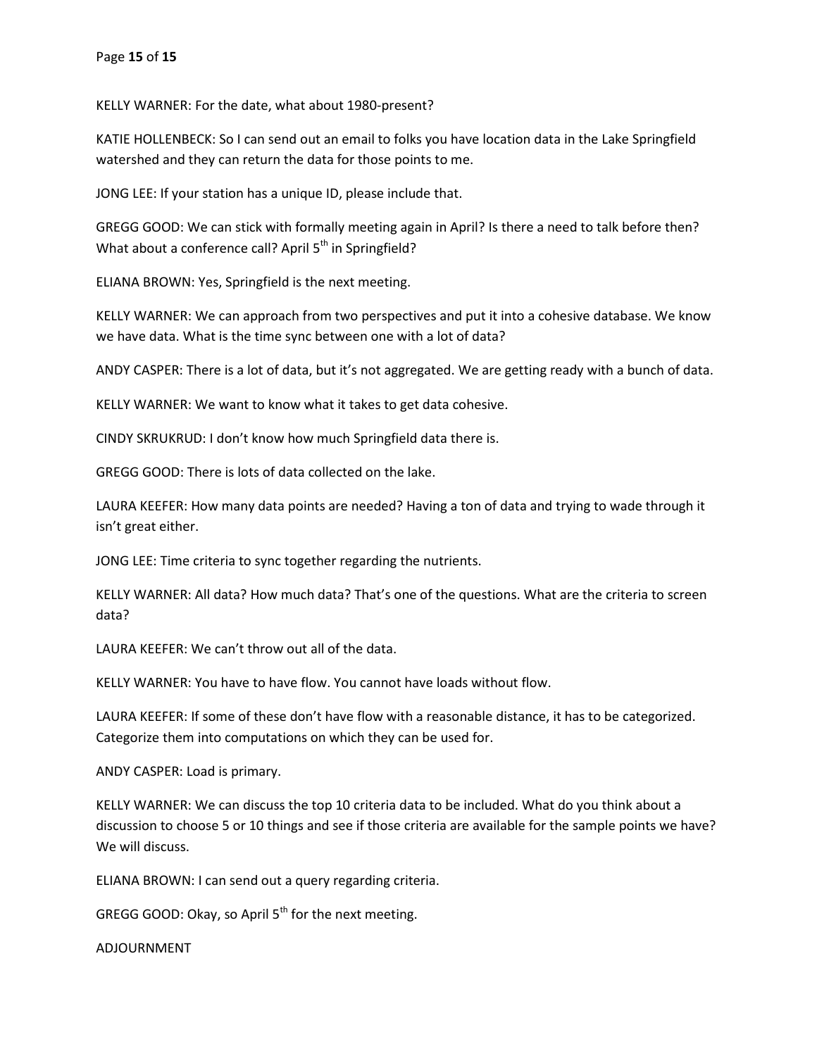KELLY WARNER: For the date, what about 1980-present?

KATIE HOLLENBECK: So I can send out an email to folks you have location data in the Lake Springfield watershed and they can return the data for those points to me.

JONG LEE: If your station has a unique ID, please include that.

GREGG GOOD: We can stick with formally meeting again in April? Is there a need to talk before then? What about a conference call? April 5th in Springfield?

ELIANA BROWN: Yes, Springfield is the next meeting.

KELLY WARNER: We can approach from two perspectives and put it into a cohesive database. We know we have data. What is the time sync between one with a lot of data?

ANDY CASPER: There is a lot of data, but it's not aggregated. We are getting ready with a bunch of data.

KELLY WARNER: We want to know what it takes to get data cohesive.

CINDY SKRUKRUD: I don't know how much Springfield data there is.

GREGG GOOD: There is lots of data collected on the lake.

LAURA KEEFER: How many data points are needed? Having a ton of data and trying to wade through it isn't great either.

JONG LEE: Time criteria to sync together regarding the nutrients.

KELLY WARNER: All data? How much data? That's one of the questions. What are the criteria to screen data?

LAURA KEEFER: We can't throw out all of the data.

KELLY WARNER: You have to have flow. You cannot have loads without flow.

LAURA KEEFER: If some of these don't have flow with a reasonable distance, it has to be categorized. Categorize them into computations on which they can be used for.

ANDY CASPER: Load is primary.

KELLY WARNER: We can discuss the top 10 criteria data to be included. What do you think about a discussion to choose 5 or 10 things and see if those criteria are available for the sample points we have? We will discuss.

ELIANA BROWN: I can send out a query regarding criteria.

GREGG GOOD: Okay, so April 5th for the next meeting.

ADJOURNMENT